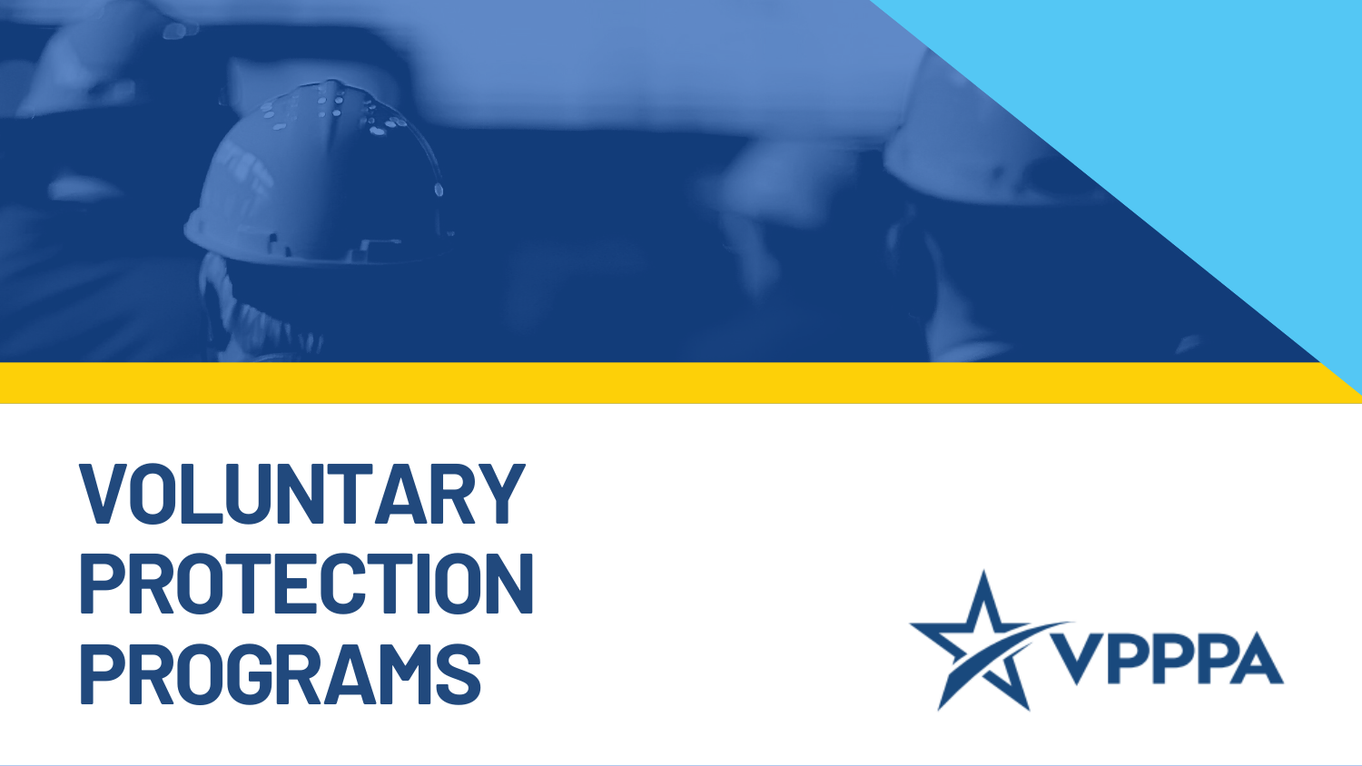# VOLUNTARY PROTECTION PROGRAMS

VPPPA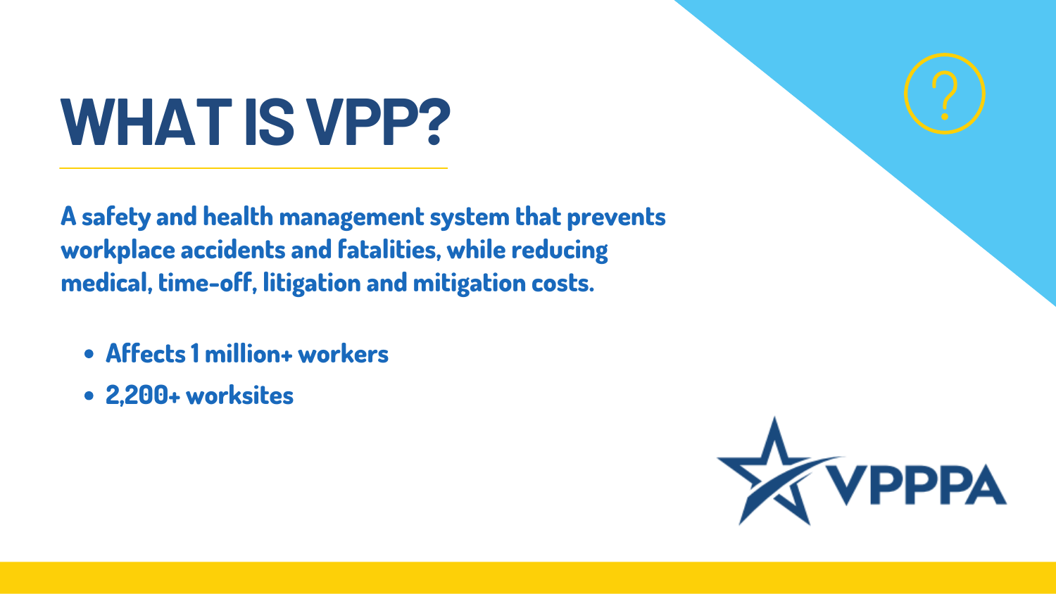# WHAT IS VPP?

**A safety and health management system that prevents workplace accidents and fatalities, while reducing medical, time-off, litigation and mitigation costs.**

- **Affects 1 million+ workers**
- **2,200+ worksites**

VPPPA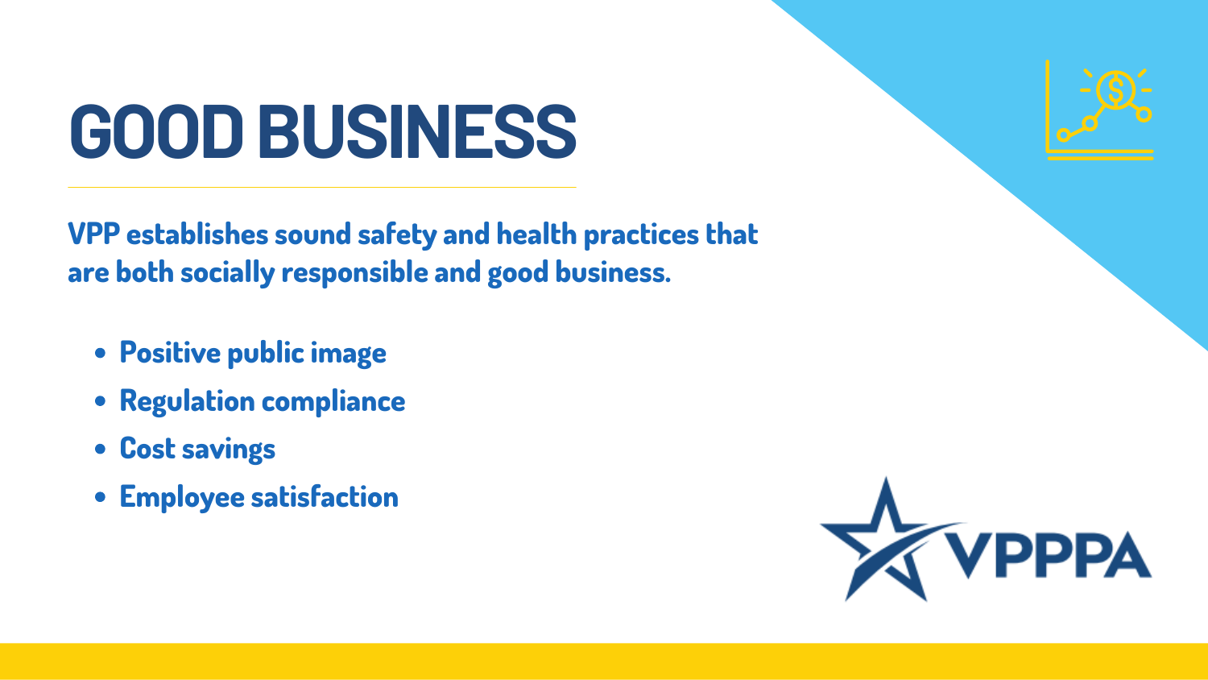# GOOD BUSINESS

**VPP establishes sound safety and health practices that are both socially responsible and good business.**

- **Positive public image**
- **Regulation compliance**
- **Cost savings**
- **Employee satisfaction**

VPPPA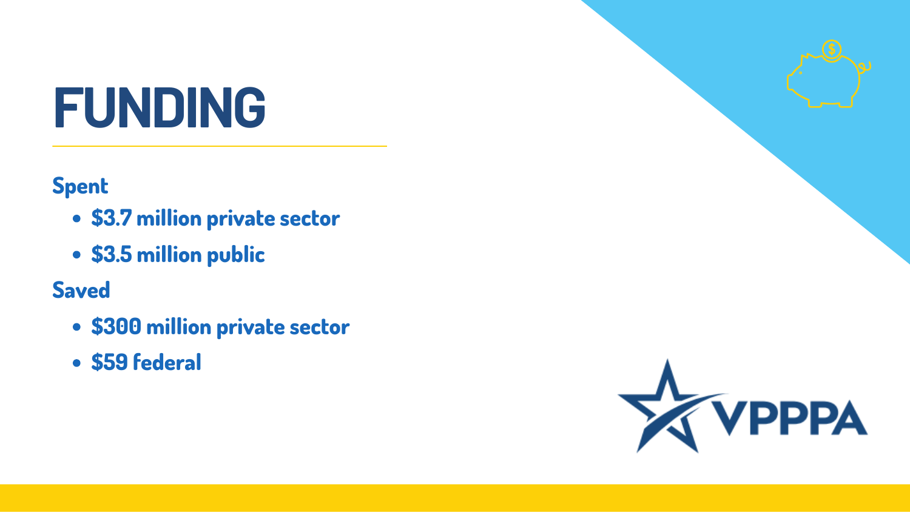# FUNDING

**Spent**

- **$3.7 million private sector**
- **$3.5 million public**

**Saved**

- **$300 million private sector**
- **$59 federal**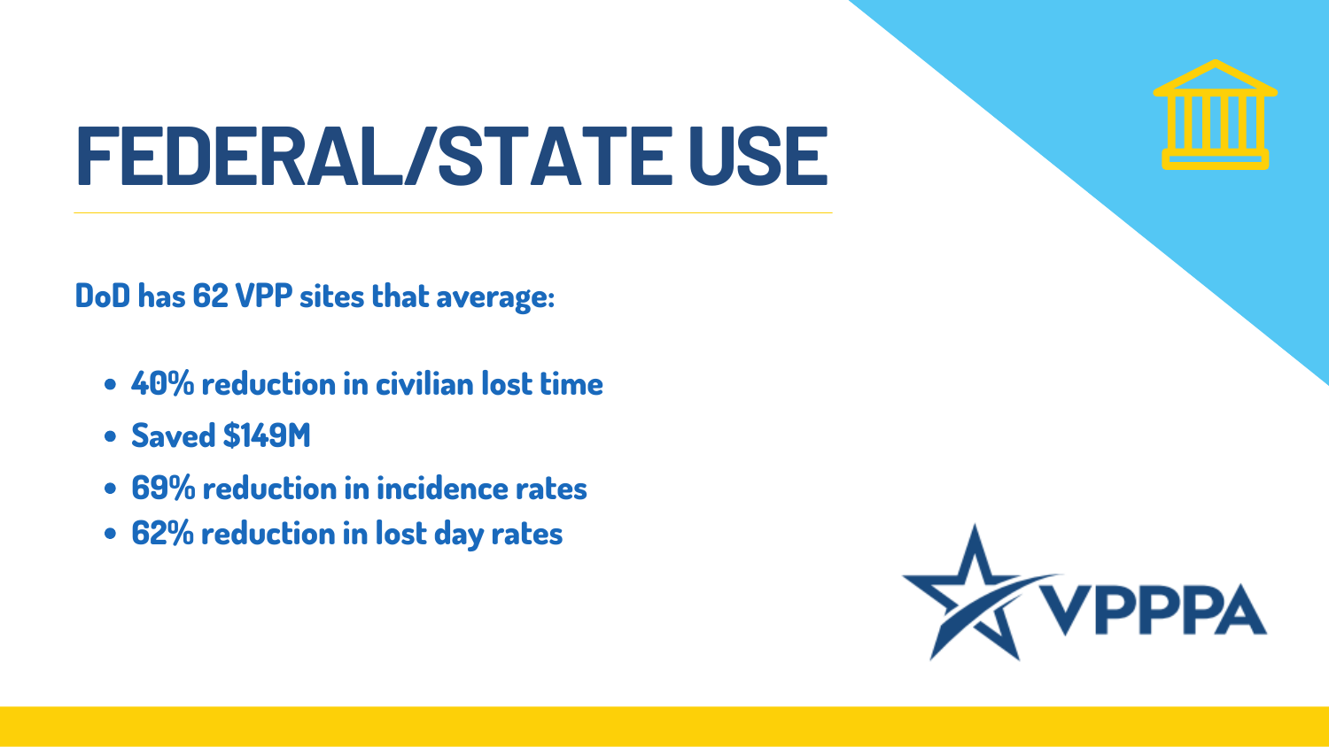# FEDERAL/STATE USE

**DoD has 62 VPP sites that average:**

- **40% reduction in civilian lost time**
- **Saved $149M**
- **69% reduction in incidence rates**
- **62% reduction in lost day rates**

VPPPA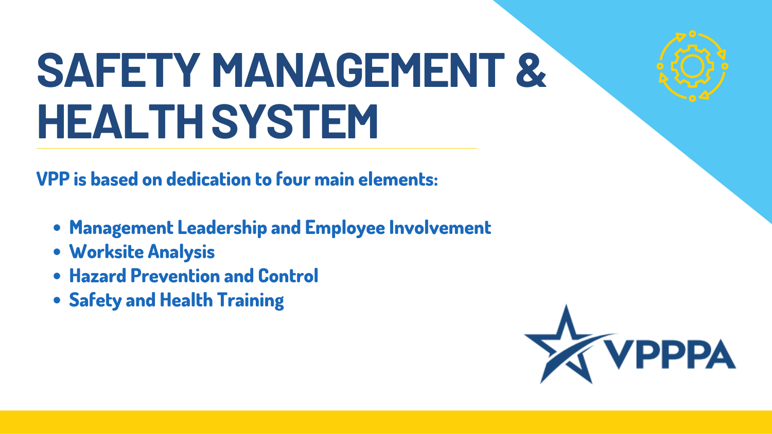# SAFETY MANAGEMENT & HEALTH SYSTEM

**VPP is based on dedication to four main elements:**

- **Management Leadership and Employee Involvement**
- **Worksite Analysis**
- **Hazard Prevention and Control**
- **Safety and Health Training**

VPPPA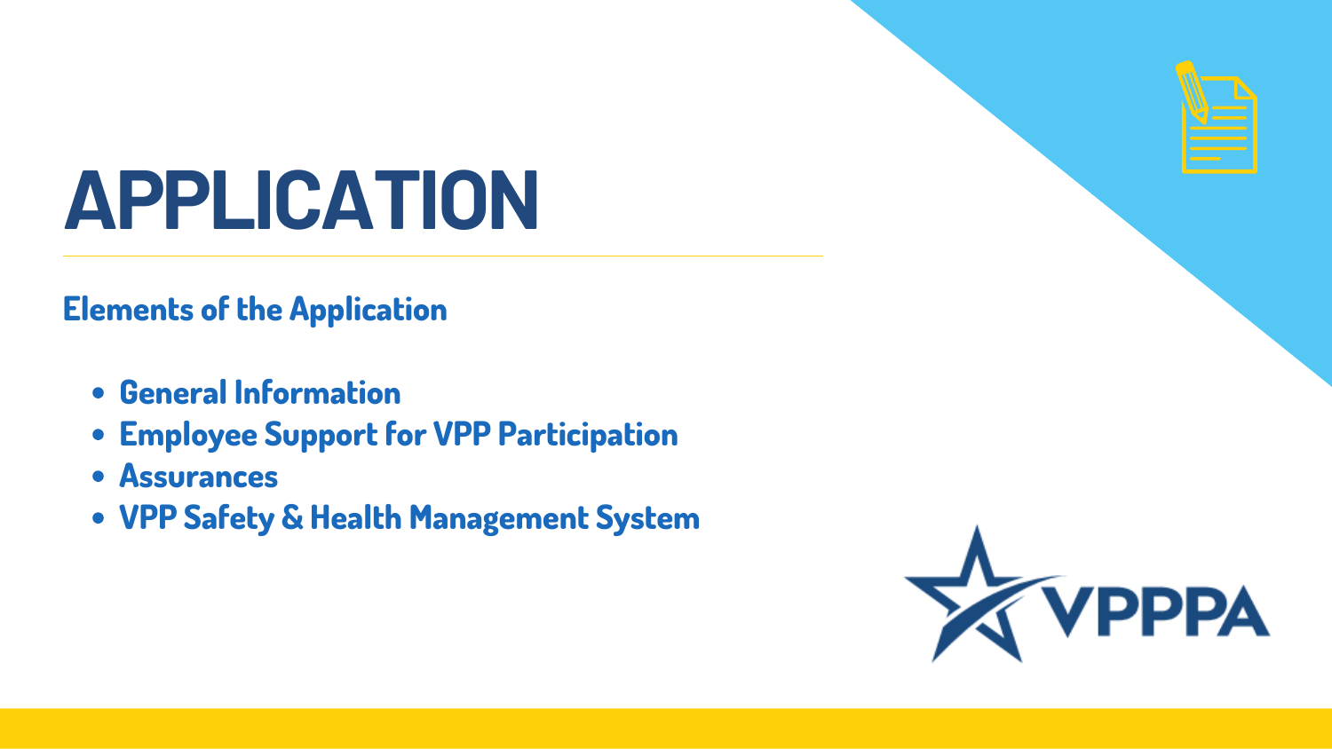# APPLICATION

## Elements of the Application

- General Information
- Employee Support for VPP Participation
- Assurances
- VPP Safety & Health Management System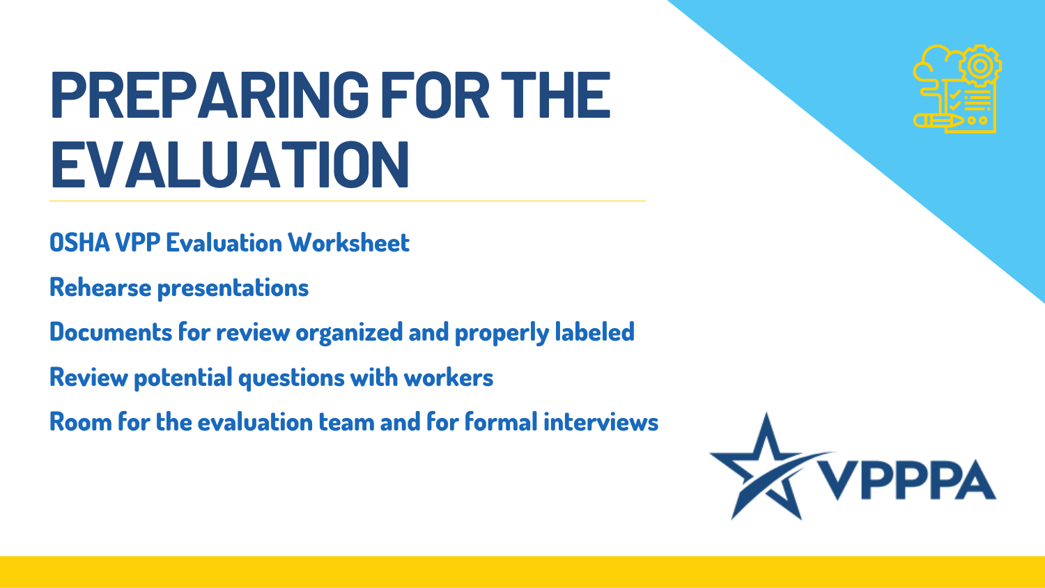# PREPARING FOR THE EVALUATION

**OSHA VPP Evaluation Worksheet**

**Rehearse presentations**

**Documents for review organized and properly labeled**

**Review potential questions with workers**

**Room for the evaluation team and for formal interviews**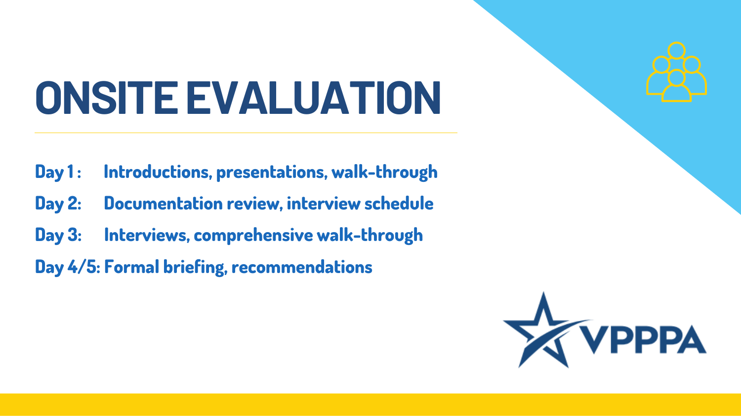# ONSITE EVALUATION

**Day 1:** Introductions, presentations, walk-through

**Day 2:** Documentation review, interview schedule

**Day 3:** Interviews, comprehensive walk-through

**Day 4/5:** Formal briefing, recommendations

VPPPA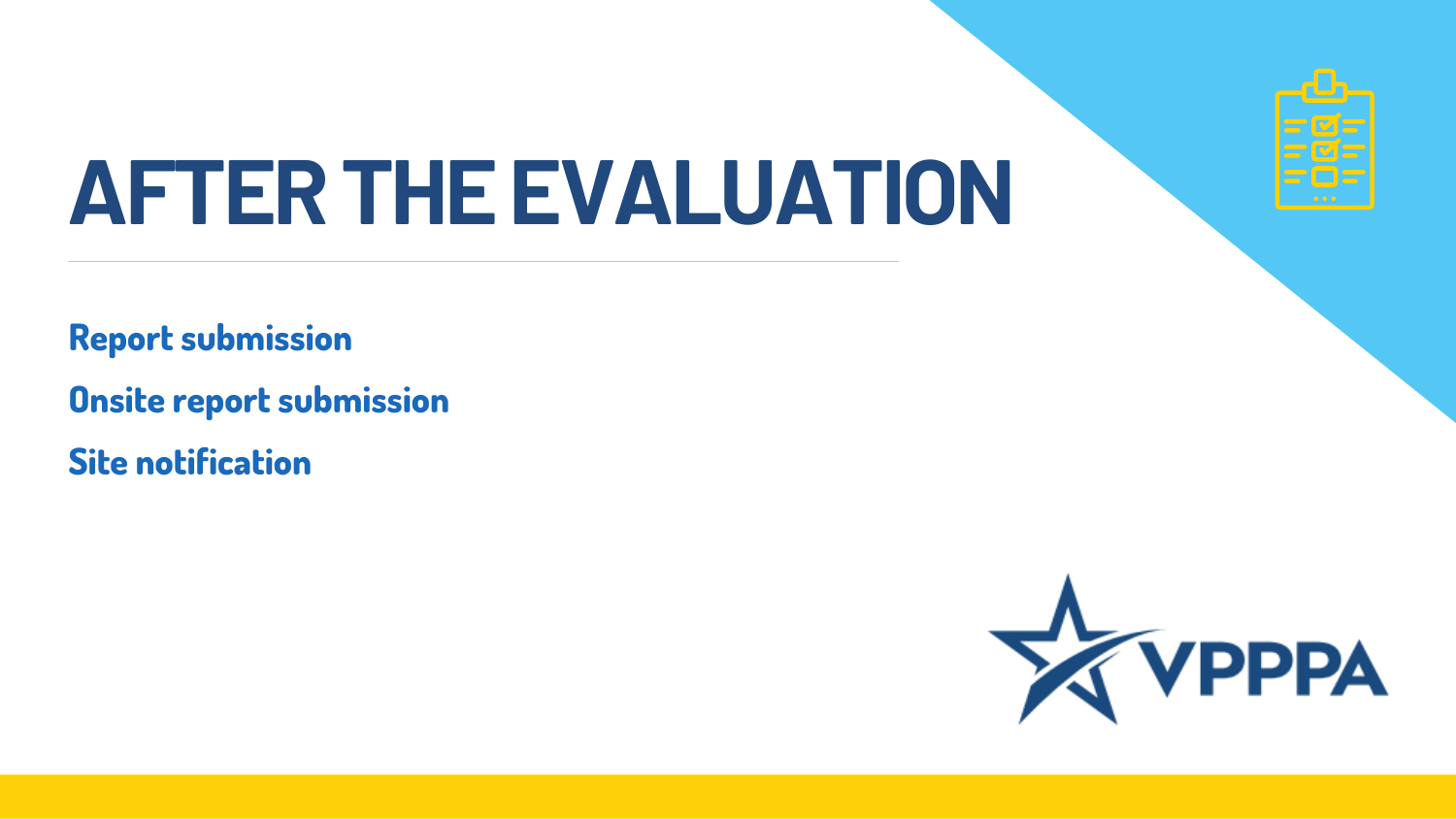# AFTER THE EVALUATION

- Report submission
- Onsite report submission
- Site notification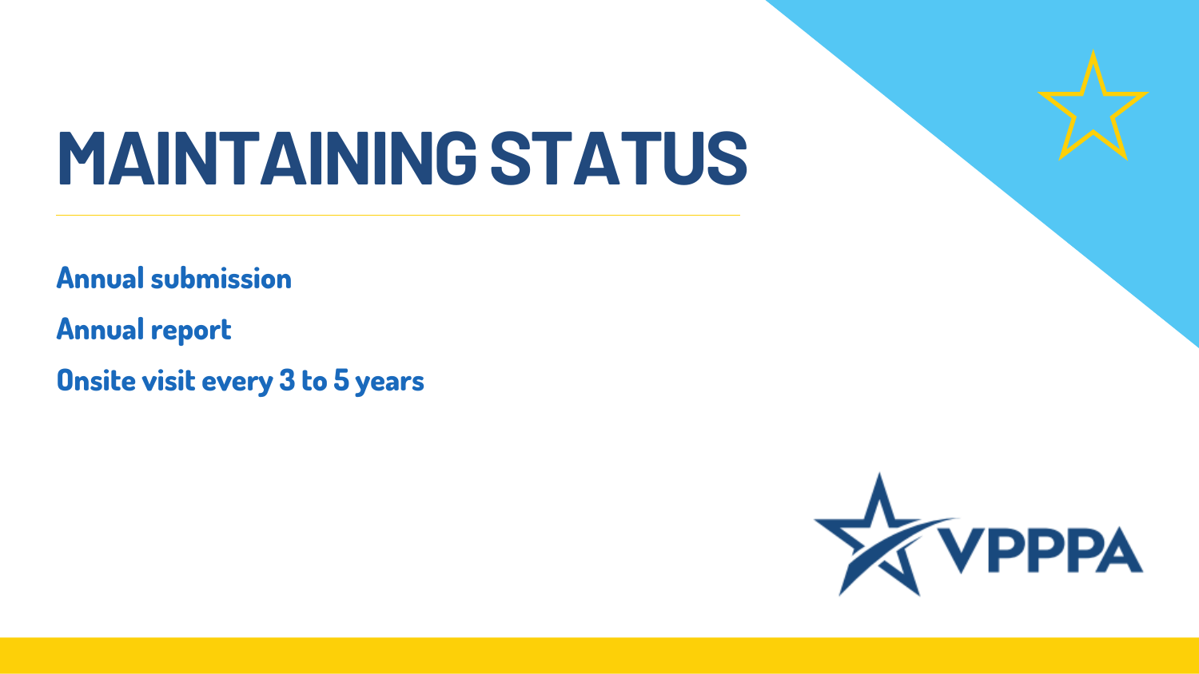# MAINTAINING STATUS

Annual submission

Annual report

Onsite visit every 3 to 5 years

VPPPA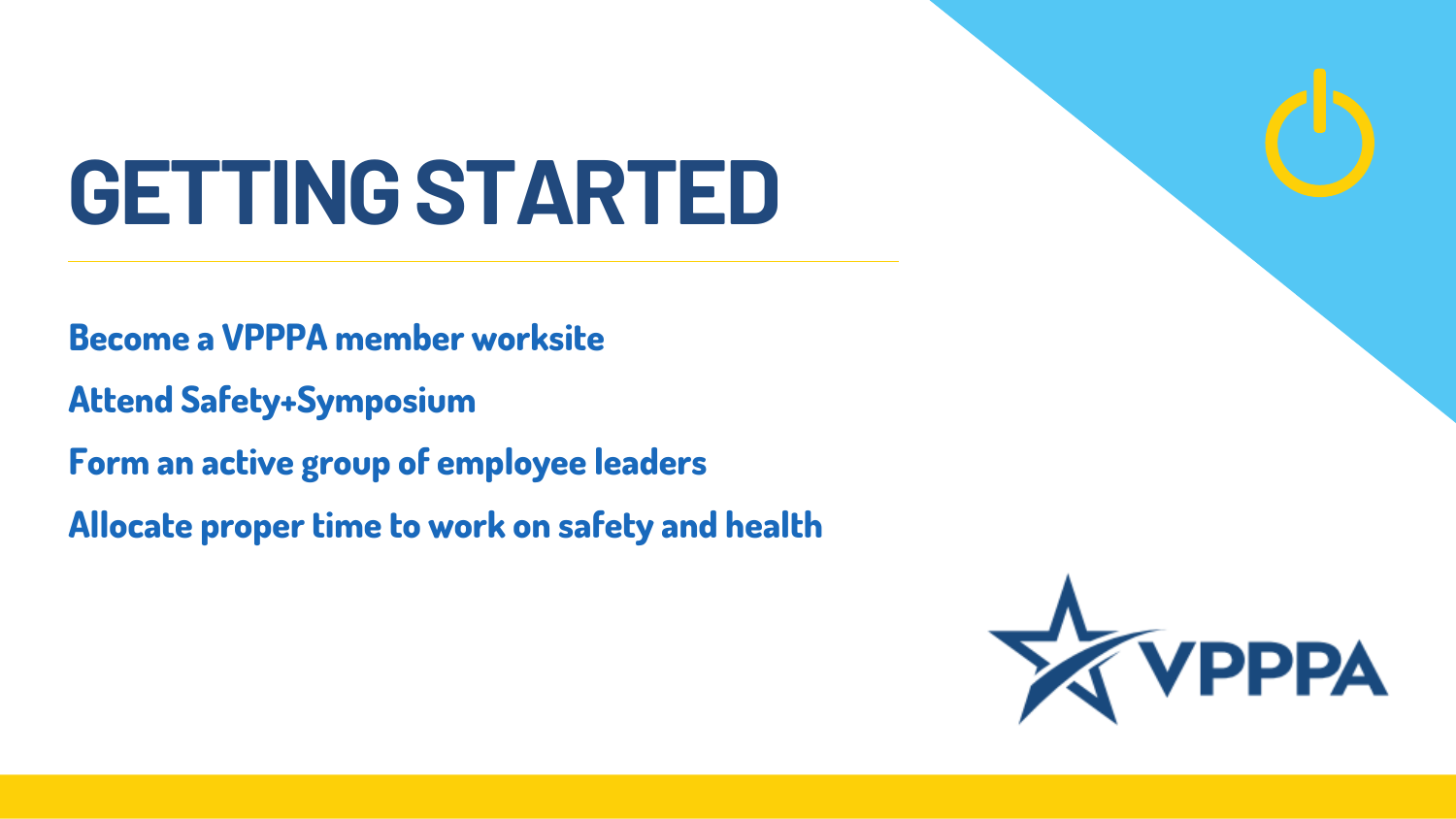# GETTING STARTED

**Become a VPPPA member worksite**

**Attend Safety+Symposium**

**Form an active group of employee leaders**

**Allocate proper time to work on safety and health**

VPPPA